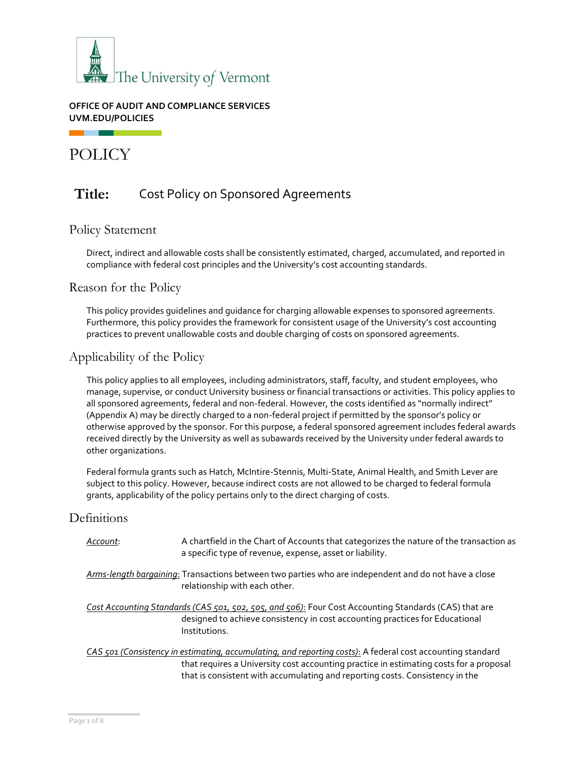The University of Vermont

**OFFICE OF AUDIT AND COMPLIANCE SERVICES**
**UVM.EDU/POLICIES**

# POLICY

## Title: Cost Policy on Sponsored Agreements

## Policy Statement

Direct, indirect and allowable costs shall be consistently estimated, charged, accumulated, and reported in compliance with federal cost principles and the University's cost accounting standards.

## Reason for the Policy

This policy provides guidelines and guidance for charging allowable expenses to sponsored agreements. Furthermore, this policy provides the framework for consistent usage of the University's cost accounting practices to prevent unallowable costs and double charging of costs on sponsored agreements.

## Applicability of the Policy

This policy applies to all employees, including administrators, staff, faculty, and student employees, who manage, supervise, or conduct University business or financial transactions or activities. This policy applies to all sponsored agreements, federal and non-federal. However, the costs identified as "normally indirect" (Appendix A) may be directly charged to a non-federal project if permitted by the sponsor's policy or otherwise approved by the sponsor. For this purpose, a federal sponsored agreement includes federal awards received directly by the University as well as subawards received by the University under federal awards to other organizations.

Federal formula grants such as Hatch, McIntire-Stennis, Multi-State, Animal Health, and Smith Lever are subject to this policy. However, because indirect costs are not allowed to be charged to federal formula grants, applicability of the policy pertains only to the direct charging of costs.

## Definitions

*Account*: A chartfield in the Chart of Accounts that categorizes the nature of the transaction as a specific type of revenue, expense, asset or liability.

*Arms-length bargaining*: Transactions between two parties who are independent and do not have a close relationship with each other.

*Cost Accounting Standards (CAS 501, 502, 505, and 506)*: Four Cost Accounting Standards (CAS) that are designed to achieve consistency in cost accounting practices for Educational Institutions.

*CAS 501 (Consistency in estimating, accumulating, and reporting costs)*: A federal cost accounting standard that requires a University cost accounting practice in estimating costs for a proposal that is consistent with accumulating and reporting costs. Consistency in the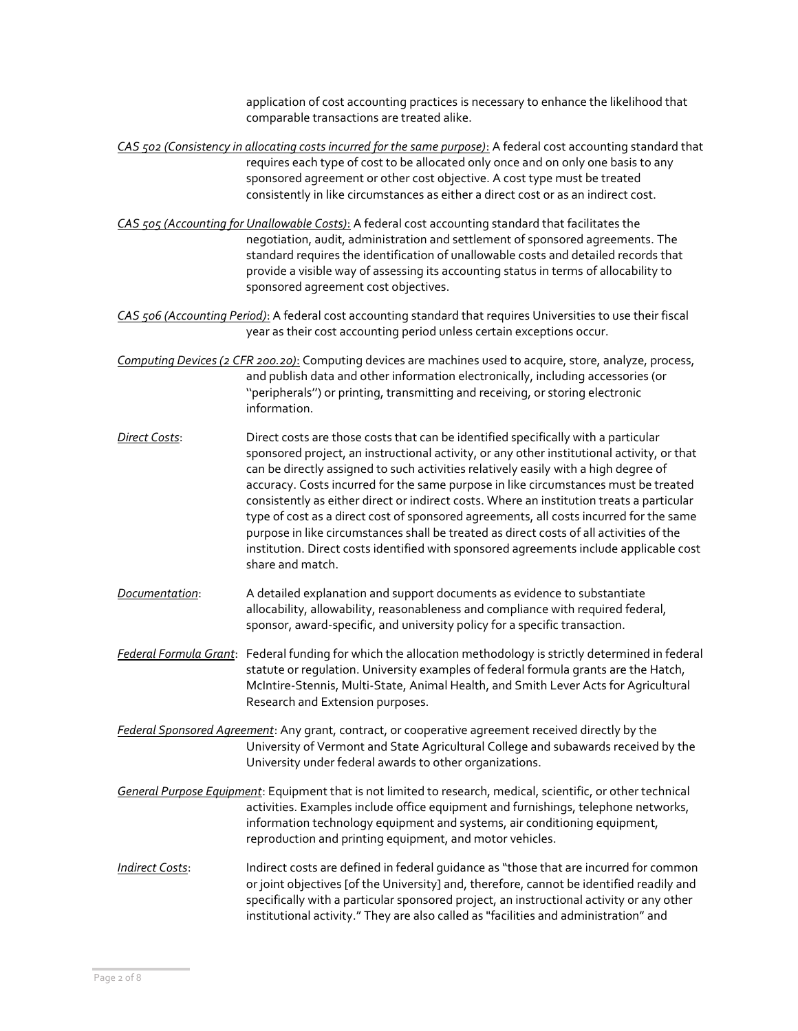application of cost accounting practices is necessary to enhance the likelihood that comparable transactions are treated alike.

*CAS 502 (Consistency in allocating costs incurred for the same purpose)*: A federal cost accounting standard that requires each type of cost to be allocated only once and on only one basis to any sponsored agreement or other cost objective. A cost type must be treated consistently in like circumstances as either a direct cost or as an indirect cost.

*CAS 505 (Accounting for Unallowable Costs)*: A federal cost accounting standard that facilitates the negotiation, audit, administration and settlement of sponsored agreements. The standard requires the identification of unallowable costs and detailed records that provide a visible way of assessing its accounting status in terms of allocability to sponsored agreement cost objectives.

*CAS 506 (Accounting Period)*: A federal cost accounting standard that requires Universities to use their fiscal year as their cost accounting period unless certain exceptions occur.

*Computing Devices (2 CFR 200.20)*: Computing devices are machines used to acquire, store, analyze, process, and publish data and other information electronically, including accessories (or ''peripherals'') or printing, transmitting and receiving, or storing electronic information.

*Direct Costs*: Direct costs are those costs that can be identified specifically with a particular sponsored project, an instructional activity, or any other institutional activity, or that can be directly assigned to such activities relatively easily with a high degree of accuracy. Costs incurred for the same purpose in like circumstances must be treated consistently as either direct or indirect costs. Where an institution treats a particular type of cost as a direct cost of sponsored agreements, all costs incurred for the same purpose in like circumstances shall be treated as direct costs of all activities of the institution. Direct costs identified with sponsored agreements include applicable cost share and match.

*Documentation*: A detailed explanation and support documents as evidence to substantiate allocability, allowability, reasonableness and compliance with required federal, sponsor, award-specific, and university policy for a specific transaction.

*Federal Formula Grant*: Federal funding for which the allocation methodology is strictly determined in federal statute or regulation. University examples of federal formula grants are the Hatch, McIntire-Stennis, Multi-State, Animal Health, and Smith Lever Acts for Agricultural Research and Extension purposes.

*Federal Sponsored Agreement*: Any grant, contract, or cooperative agreement received directly by the University of Vermont and State Agricultural College and subawards received by the University under federal awards to other organizations.

*General Purpose Equipment*: Equipment that is not limited to research, medical, scientific, or other technical activities. Examples include office equipment and furnishings, telephone networks, information technology equipment and systems, air conditioning equipment, reproduction and printing equipment, and motor vehicles.

*Indirect Costs*: Indirect costs are defined in federal guidance as "those that are incurred for common or joint objectives [of the University] and, therefore, cannot be identified readily and specifically with a particular sponsored project, an instructional activity or any other institutional activity." They are also called as "facilities and administration" and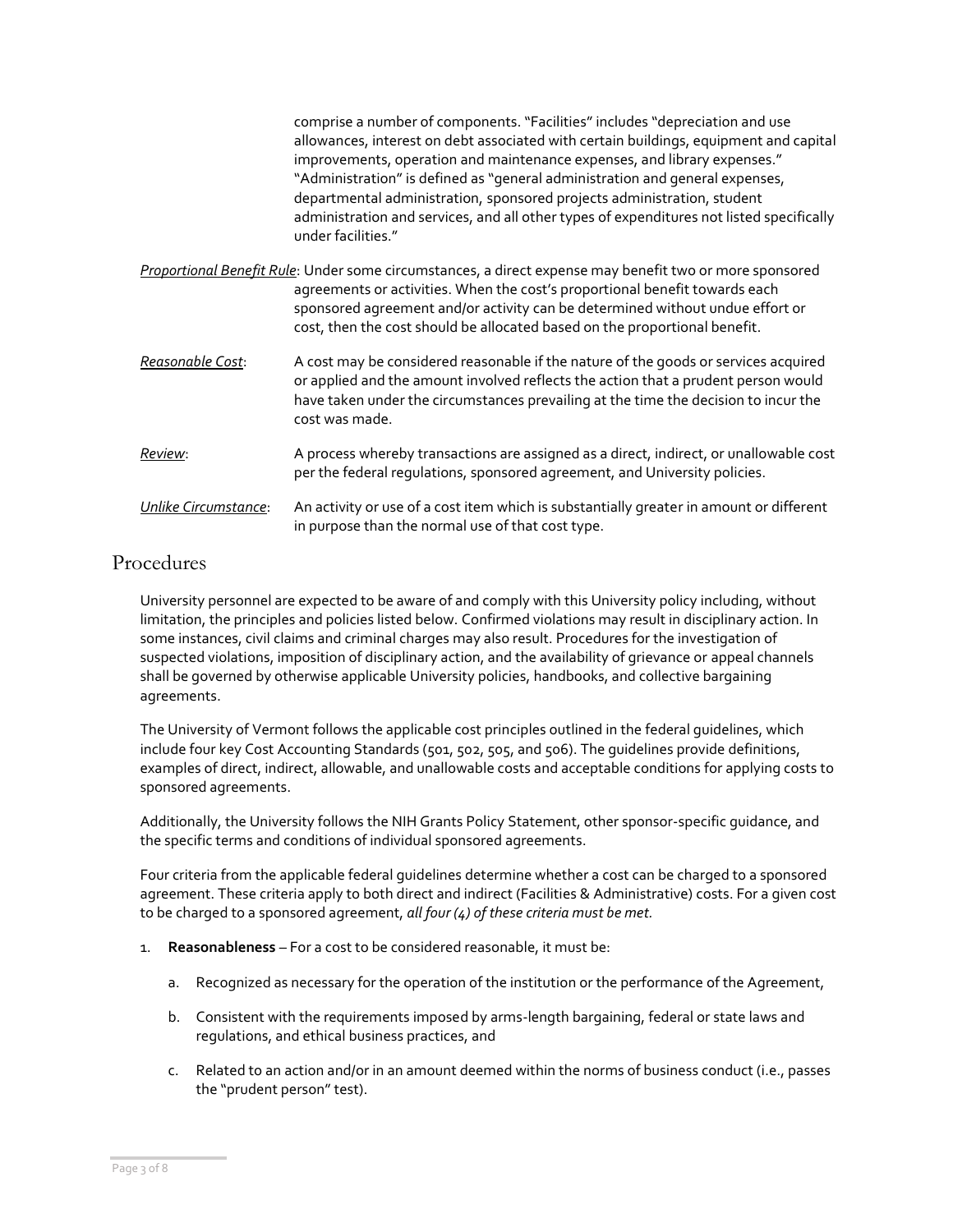comprise a number of components. "Facilities" includes "depreciation and use allowances, interest on debt associated with certain buildings, equipment and capital improvements, operation and maintenance expenses, and library expenses." "Administration" is defined as "general administration and general expenses, departmental administration, sponsored projects administration, student administration and services, and all other types of expenditures not listed specifically under facilities."

*Proportional Benefit Rule*: Under some circumstances, a direct expense may benefit two or more sponsored agreements or activities. When the cost's proportional benefit towards each sponsored agreement and/or activity can be determined without undue effort or cost, then the cost should be allocated based on the proportional benefit.

*Reasonable Cost*: A cost may be considered reasonable if the nature of the goods or services acquired or applied and the amount involved reflects the action that a prudent person would have taken under the circumstances prevailing at the time the decision to incur the cost was made.

*Review*: A process whereby transactions are assigned as a direct, indirect, or unallowable cost per the federal regulations, sponsored agreement, and University policies.

*Unlike Circumstance*: An activity or use of a cost item which is substantially greater in amount or different in purpose than the normal use of that cost type.

## Procedures

University personnel are expected to be aware of and comply with this University policy including, without limitation, the principles and policies listed below. Confirmed violations may result in disciplinary action. In some instances, civil claims and criminal charges may also result. Procedures for the investigation of suspected violations, imposition of disciplinary action, and the availability of grievance or appeal channels shall be governed by otherwise applicable University policies, handbooks, and collective bargaining agreements.

The University of Vermont follows the applicable cost principles outlined in the federal guidelines, which include four key Cost Accounting Standards (501, 502, 505, and 506). The guidelines provide definitions, examples of direct, indirect, allowable, and unallowable costs and acceptable conditions for applying costs to sponsored agreements.

Additionally, the University follows the NIH Grants Policy Statement, other sponsor-specific guidance, and the specific terms and conditions of individual sponsored agreements.

Four criteria from the applicable federal guidelines determine whether a cost can be charged to a sponsored agreement. These criteria apply to both direct and indirect (Facilities & Administrative) costs. For a given cost to be charged to a sponsored agreement, *all four (4) of these criteria must be met.*

1. **Reasonableness** – For a cost to be considered reasonable, it must be:
   a. Recognized as necessary for the operation of the institution or the performance of the Agreement,
   b. Consistent with the requirements imposed by arms-length bargaining, federal or state laws and regulations, and ethical business practices, and
   c. Related to an action and/or in an amount deemed within the norms of business conduct (i.e., passes the "prudent person" test).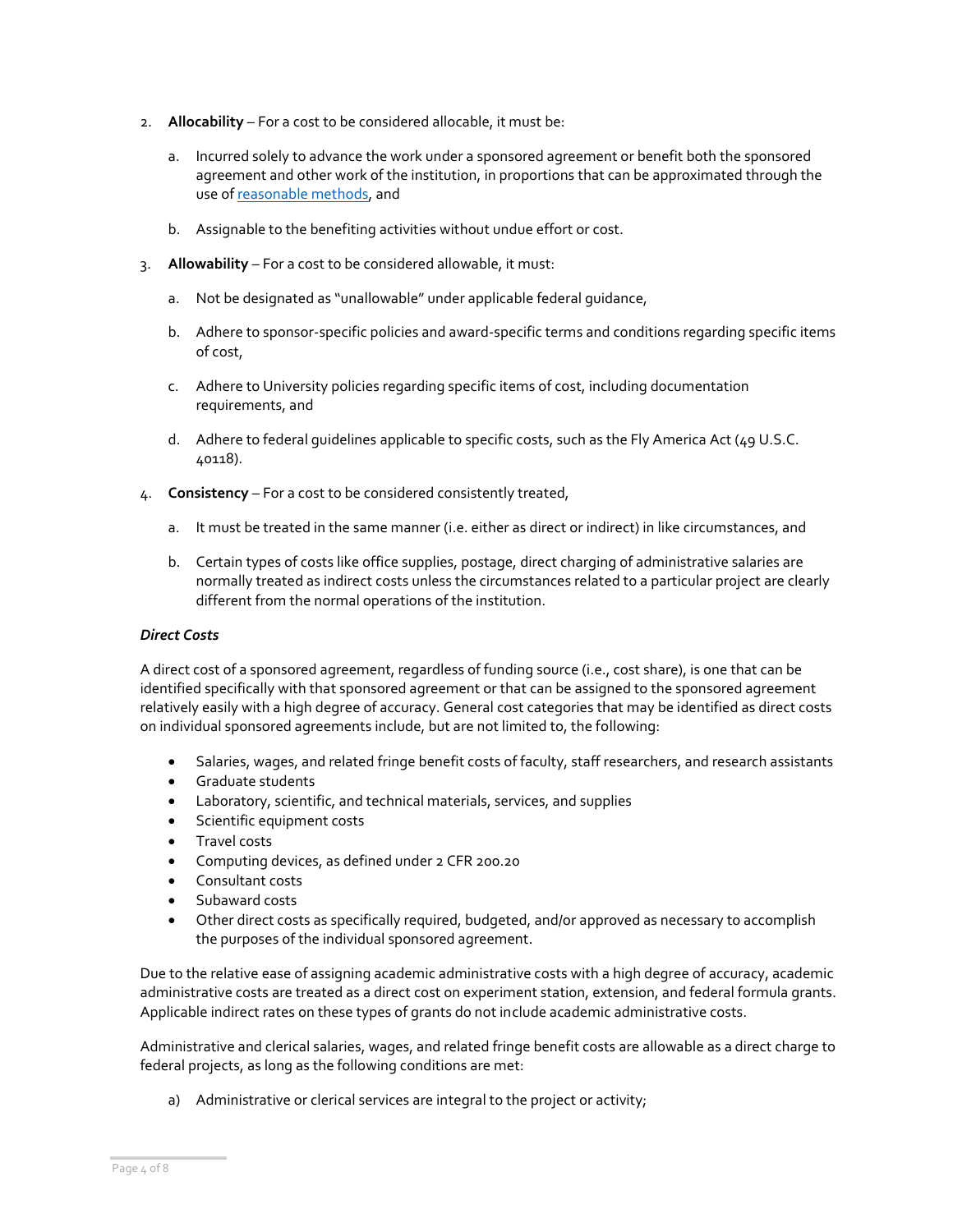2. **Allocability** – For a cost to be considered allocable, it must be:

   a. Incurred solely to advance the work under a sponsored agreement or benefit both the sponsored agreement and other work of the institution, in proportions that can be approximated through the use of reasonable methods, and

   b. Assignable to the benefiting activities without undue effort or cost.

3. **Allowability** – For a cost to be considered allowable, it must:

   a. Not be designated as "unallowable" under applicable federal guidance,

   b. Adhere to sponsor-specific policies and award-specific terms and conditions regarding specific items of cost,

   c. Adhere to University policies regarding specific items of cost, including documentation requirements, and

   d. Adhere to federal guidelines applicable to specific costs, such as the Fly America Act (49 U.S.C. 40118).

4. **Consistency** – For a cost to be considered consistently treated,

   a. It must be treated in the same manner (i.e. either as direct or indirect) in like circumstances, and

   b. Certain types of costs like office supplies, postage, direct charging of administrative salaries are normally treated as indirect costs unless the circumstances related to a particular project are clearly different from the normal operations of the institution.

***Direct Costs***

A direct cost of a sponsored agreement, regardless of funding source (i.e., cost share), is one that can be identified specifically with that sponsored agreement or that can be assigned to the sponsored agreement relatively easily with a high degree of accuracy. General cost categories that may be identified as direct costs on individual sponsored agreements include, but are not limited to, the following:

- Salaries, wages, and related fringe benefit costs of faculty, staff researchers, and research assistants
- Graduate students
- Laboratory, scientific, and technical materials, services, and supplies
- Scientific equipment costs
- Travel costs
- Computing devices, as defined under 2 CFR 200.20
- Consultant costs
- Subaward costs
- Other direct costs as specifically required, budgeted, and/or approved as necessary to accomplish the purposes of the individual sponsored agreement.

Due to the relative ease of assigning academic administrative costs with a high degree of accuracy, academic administrative costs are treated as a direct cost on experiment station, extension, and federal formula grants. Applicable indirect rates on these types of grants do not include academic administrative costs.

Administrative and clerical salaries, wages, and related fringe benefit costs are allowable as a direct charge to federal projects, as long as the following conditions are met:

a) Administrative or clerical services are integral to the project or activity;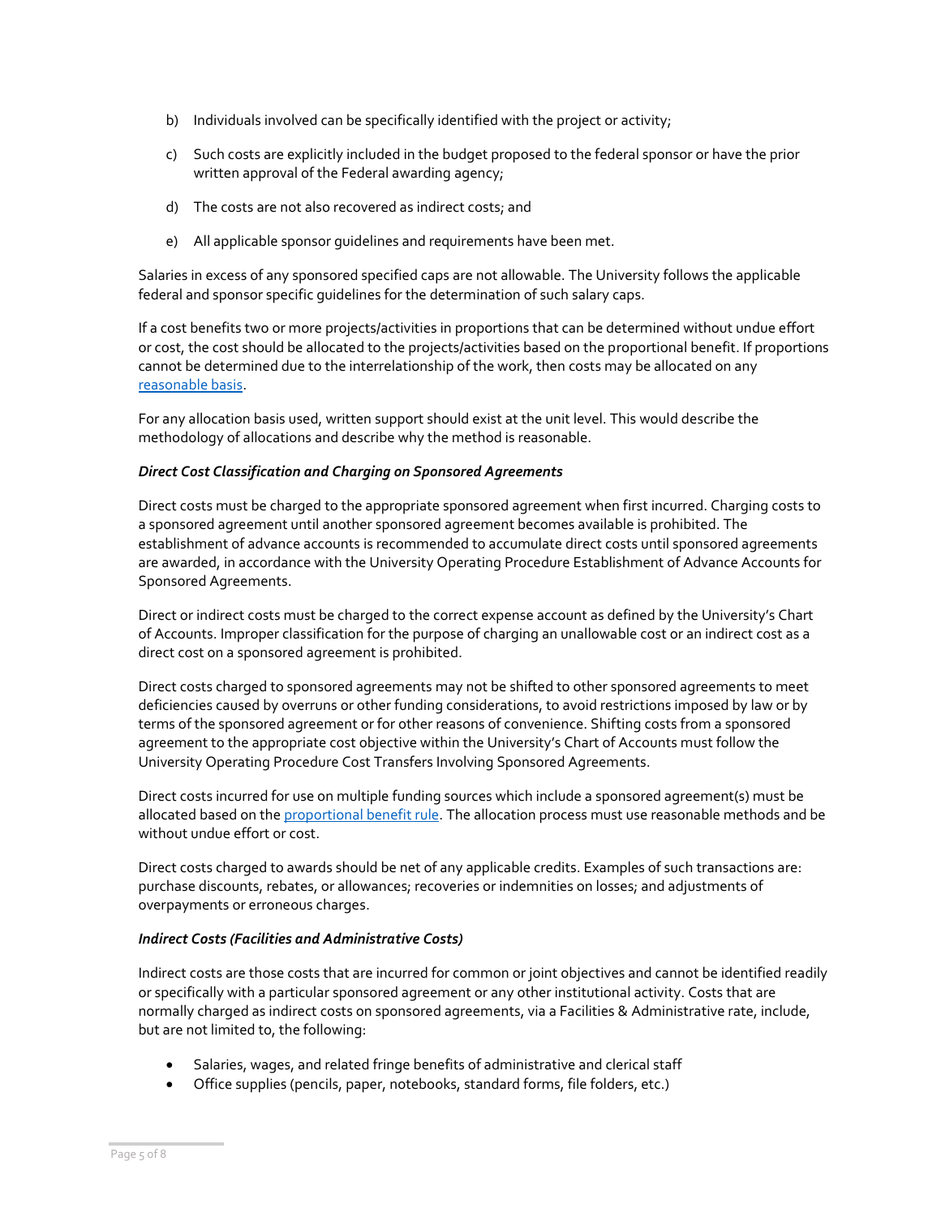b) Individuals involved can be specifically identified with the project or activity;

c) Such costs are explicitly included in the budget proposed to the federal sponsor or have the prior written approval of the Federal awarding agency;

d) The costs are not also recovered as indirect costs; and

e) All applicable sponsor guidelines and requirements have been met.

Salaries in excess of any sponsored specified caps are not allowable. The University follows the applicable federal and sponsor specific guidelines for the determination of such salary caps.

If a cost benefits two or more projects/activities in proportions that can be determined without undue effort or cost, the cost should be allocated to the projects/activities based on the proportional benefit. If proportions cannot be determined due to the interrelationship of the work, then costs may be allocated on any [reasonable basis](#).

For any allocation basis used, written support should exist at the unit level. This would describe the methodology of allocations and describe why the method is reasonable.

***Direct Cost Classification and Charging on Sponsored Agreements***

Direct costs must be charged to the appropriate sponsored agreement when first incurred. Charging costs to a sponsored agreement until another sponsored agreement becomes available is prohibited. The establishment of advance accounts is recommended to accumulate direct costs until sponsored agreements are awarded, in accordance with the University Operating Procedure Establishment of Advance Accounts for Sponsored Agreements.

Direct or indirect costs must be charged to the correct expense account as defined by the University's Chart of Accounts. Improper classification for the purpose of charging an unallowable cost or an indirect cost as a direct cost on a sponsored agreement is prohibited.

Direct costs charged to sponsored agreements may not be shifted to other sponsored agreements to meet deficiencies caused by overruns or other funding considerations, to avoid restrictions imposed by law or by terms of the sponsored agreement or for other reasons of convenience. Shifting costs from a sponsored agreement to the appropriate cost objective within the University's Chart of Accounts must follow the University Operating Procedure Cost Transfers Involving Sponsored Agreements.

Direct costs incurred for use on multiple funding sources which include a sponsored agreement(s) must be allocated based on the [proportional benefit rule](#). The allocation process must use reasonable methods and be without undue effort or cost.

Direct costs charged to awards should be net of any applicable credits. Examples of such transactions are: purchase discounts, rebates, or allowances; recoveries or indemnities on losses; and adjustments of overpayments or erroneous charges.

***Indirect Costs (Facilities and Administrative Costs)***

Indirect costs are those costs that are incurred for common or joint objectives and cannot be identified readily or specifically with a particular sponsored agreement or any other institutional activity. Costs that are normally charged as indirect costs on sponsored agreements, via a Facilities & Administrative rate, include, but are not limited to, the following:

- Salaries, wages, and related fringe benefits of administrative and clerical staff
- Office supplies (pencils, paper, notebooks, standard forms, file folders, etc.)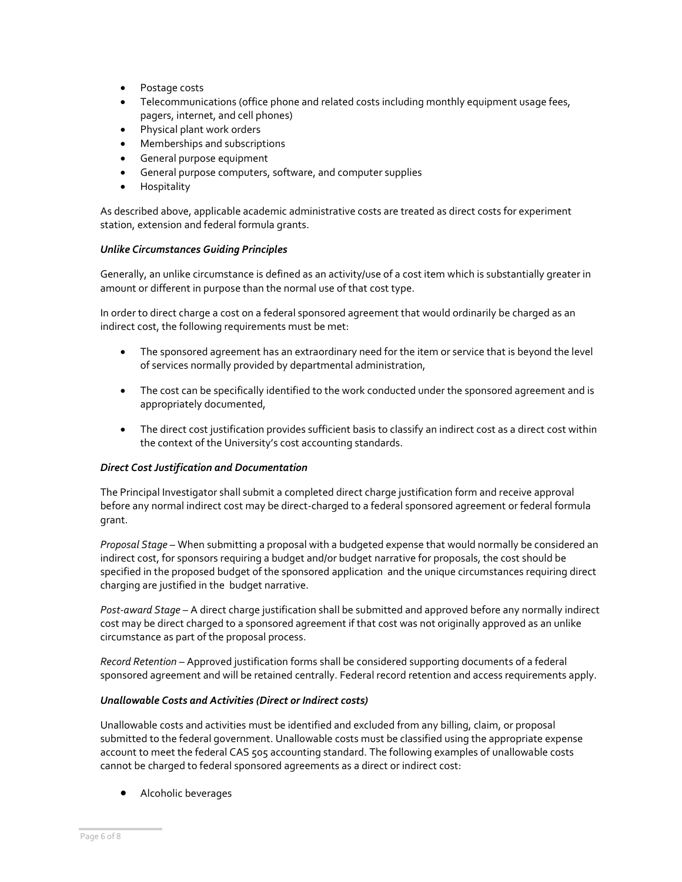- Postage costs
- Telecommunications (office phone and related costs including monthly equipment usage fees, pagers, internet, and cell phones)
- Physical plant work orders
- Memberships and subscriptions
- General purpose equipment
- General purpose computers, software, and computer supplies
- Hospitality

As described above, applicable academic administrative costs are treated as direct costs for experiment station, extension and federal formula grants.

***Unlike Circumstances Guiding Principles***

Generally, an unlike circumstance is defined as an activity/use of a cost item which is substantially greater in amount or different in purpose than the normal use of that cost type.

In order to direct charge a cost on a federal sponsored agreement that would ordinarily be charged as an indirect cost, the following requirements must be met:

- The sponsored agreement has an extraordinary need for the item or service that is beyond the level of services normally provided by departmental administration,
- The cost can be specifically identified to the work conducted under the sponsored agreement and is appropriately documented,
- The direct cost justification provides sufficient basis to classify an indirect cost as a direct cost within the context of the University's cost accounting standards.

***Direct Cost Justification and Documentation***

The Principal Investigator shall submit a completed direct charge justification form and receive approval before any normal indirect cost may be direct-charged to a federal sponsored agreement or federal formula grant.

*Proposal Stage* – When submitting a proposal with a budgeted expense that would normally be considered an indirect cost, for sponsors requiring a budget and/or budget narrative for proposals, the cost should be specified in the proposed budget of the sponsored application and the unique circumstances requiring direct charging are justified in the budget narrative.

*Post-award Stage* – A direct charge justification shall be submitted and approved before any normally indirect cost may be direct charged to a sponsored agreement if that cost was not originally approved as an unlike circumstance as part of the proposal process.

*Record Retention* – Approved justification forms shall be considered supporting documents of a federal sponsored agreement and will be retained centrally. Federal record retention and access requirements apply.

***Unallowable Costs and Activities (Direct or Indirect costs)***

Unallowable costs and activities must be identified and excluded from any billing, claim, or proposal submitted to the federal government. Unallowable costs must be classified using the appropriate expense account to meet the federal CAS 505 accounting standard. The following examples of unallowable costs cannot be charged to federal sponsored agreements as a direct or indirect cost:

- Alcoholic beverages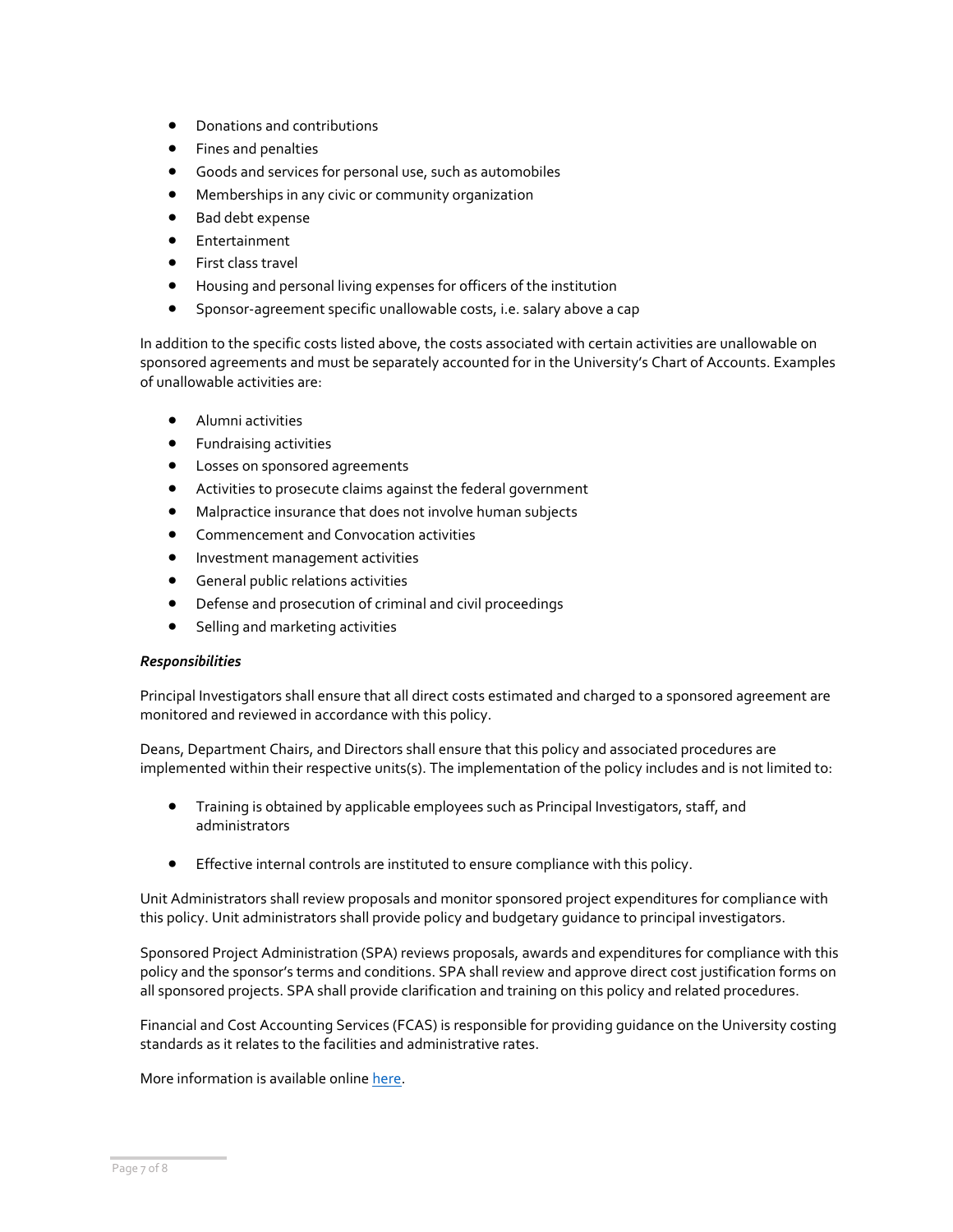- Donations and contributions
- Fines and penalties
- Goods and services for personal use, such as automobiles
- Memberships in any civic or community organization
- Bad debt expense
- Entertainment
- First class travel
- Housing and personal living expenses for officers of the institution
- Sponsor-agreement specific unallowable costs, i.e. salary above a cap

In addition to the specific costs listed above, the costs associated with certain activities are unallowable on sponsored agreements and must be separately accounted for in the University's Chart of Accounts. Examples of unallowable activities are:

- Alumni activities
- Fundraising activities
- Losses on sponsored agreements
- Activities to prosecute claims against the federal government
- Malpractice insurance that does not involve human subjects
- Commencement and Convocation activities
- Investment management activities
- General public relations activities
- Defense and prosecution of criminal and civil proceedings
- Selling and marketing activities

***Responsibilities***

Principal Investigators shall ensure that all direct costs estimated and charged to a sponsored agreement are monitored and reviewed in accordance with this policy.

Deans, Department Chairs, and Directors shall ensure that this policy and associated procedures are implemented within their respective units(s). The implementation of the policy includes and is not limited to:

- Training is obtained by applicable employees such as Principal Investigators, staff, and administrators
- Effective internal controls are instituted to ensure compliance with this policy.

Unit Administrators shall review proposals and monitor sponsored project expenditures for compliance with this policy. Unit administrators shall provide policy and budgetary guidance to principal investigators.

Sponsored Project Administration (SPA) reviews proposals, awards and expenditures for compliance with this policy and the sponsor's terms and conditions. SPA shall review and approve direct cost justification forms on all sponsored projects. SPA shall provide clarification and training on this policy and related procedures.

Financial and Cost Accounting Services (FCAS) is responsible for providing guidance on the University costing standards as it relates to the facilities and administrative rates.

More information is available online here.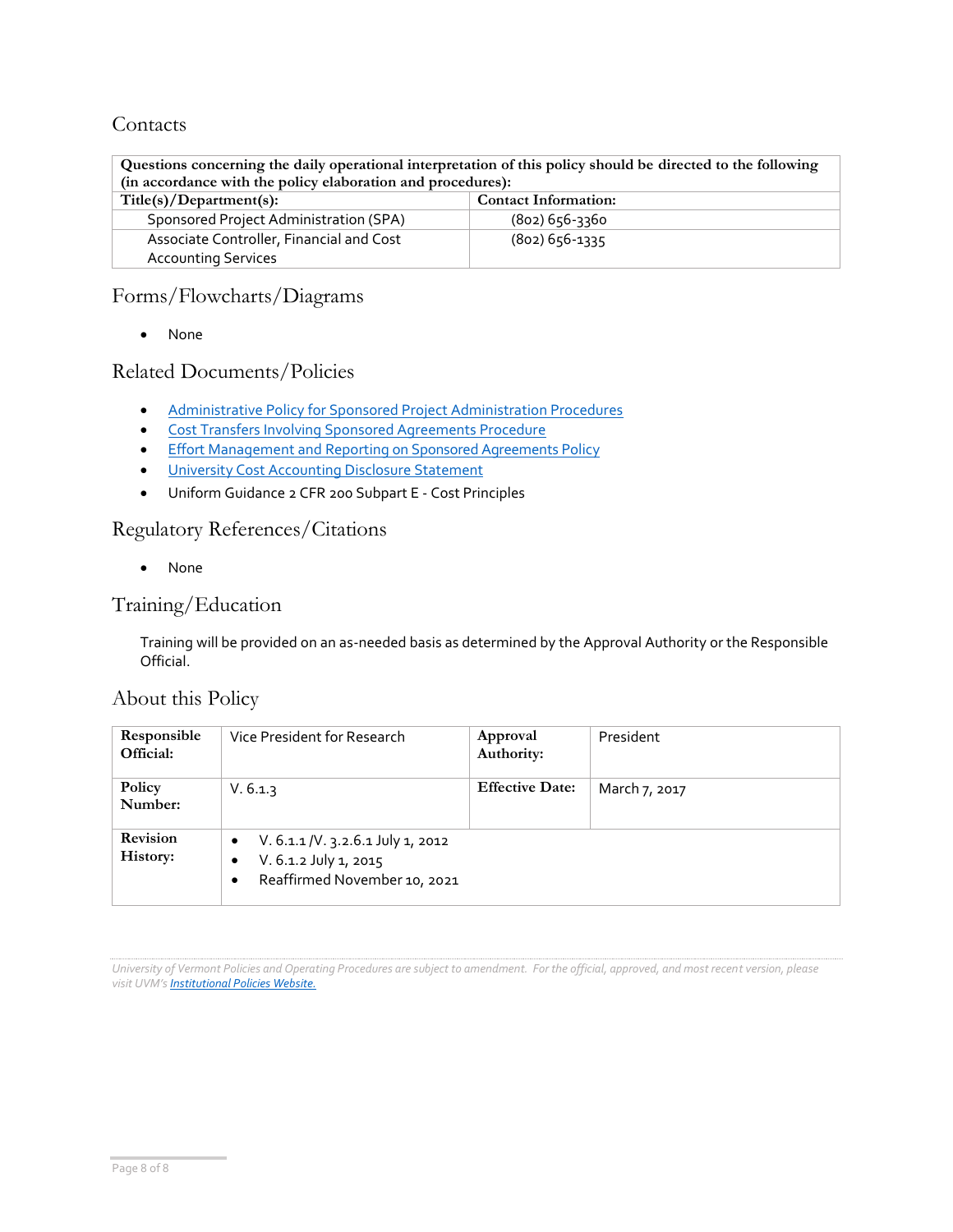## Contacts

| Questions concerning the daily operational interpretation of this policy should be directed to the following (in accordance with the policy elaboration and procedures): | |
|---|---|
| **Title(s)/Department(s):** | **Contact Information:** |
| Sponsored Project Administration (SPA) | (802) 656-3360 |
| Associate Controller, Financial and Cost Accounting Services | (802) 656-1335 |

## Forms/Flowcharts/Diagrams

- None

## Related Documents/Policies

- Administrative Policy for Sponsored Project Administration Procedures
- Cost Transfers Involving Sponsored Agreements Procedure
- Effort Management and Reporting on Sponsored Agreements Policy
- University Cost Accounting Disclosure Statement
- Uniform Guidance 2 CFR 200 Subpart E - Cost Principles

## Regulatory References/Citations

- None

## Training/Education

Training will be provided on an as-needed basis as determined by the Approval Authority or the Responsible Official.

## About this Policy

| | | | |
|---|---|---|---|
| **Responsible Official:** | Vice President for Research | **Approval Authority:** | President |
| **Policy Number:** | V. 6.1.3 | **Effective Date:** | March 7, 2017 |
| **Revision History:** | • V. 6.1.1 /V. 3.2.6.1 July 1, 2012<br>• V. 6.1.2 July 1, 2015<br>• Reaffirmed November 10, 2021 | | |

*University of Vermont Policies and Operating Procedures are subject to amendment. For the official, approved, and most recent version, please visit UVM's Institutional Policies Website.*